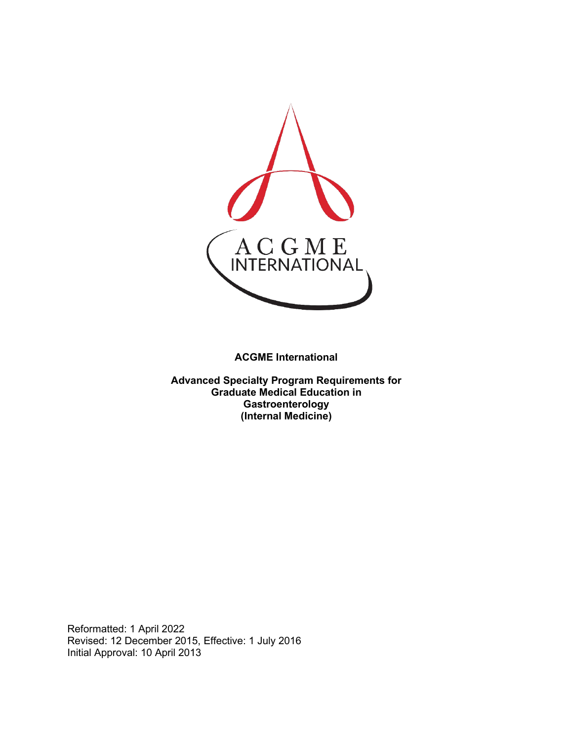**ACGME International**

**Advanced Specialty Program Requirements for Graduate Medical Education in Gastroenterology (Internal Medicine)**

Reformatted: 1 April 2022
Revised: 12 December 2015, Effective: 1 July 2016
Initial Approval: 10 April 2013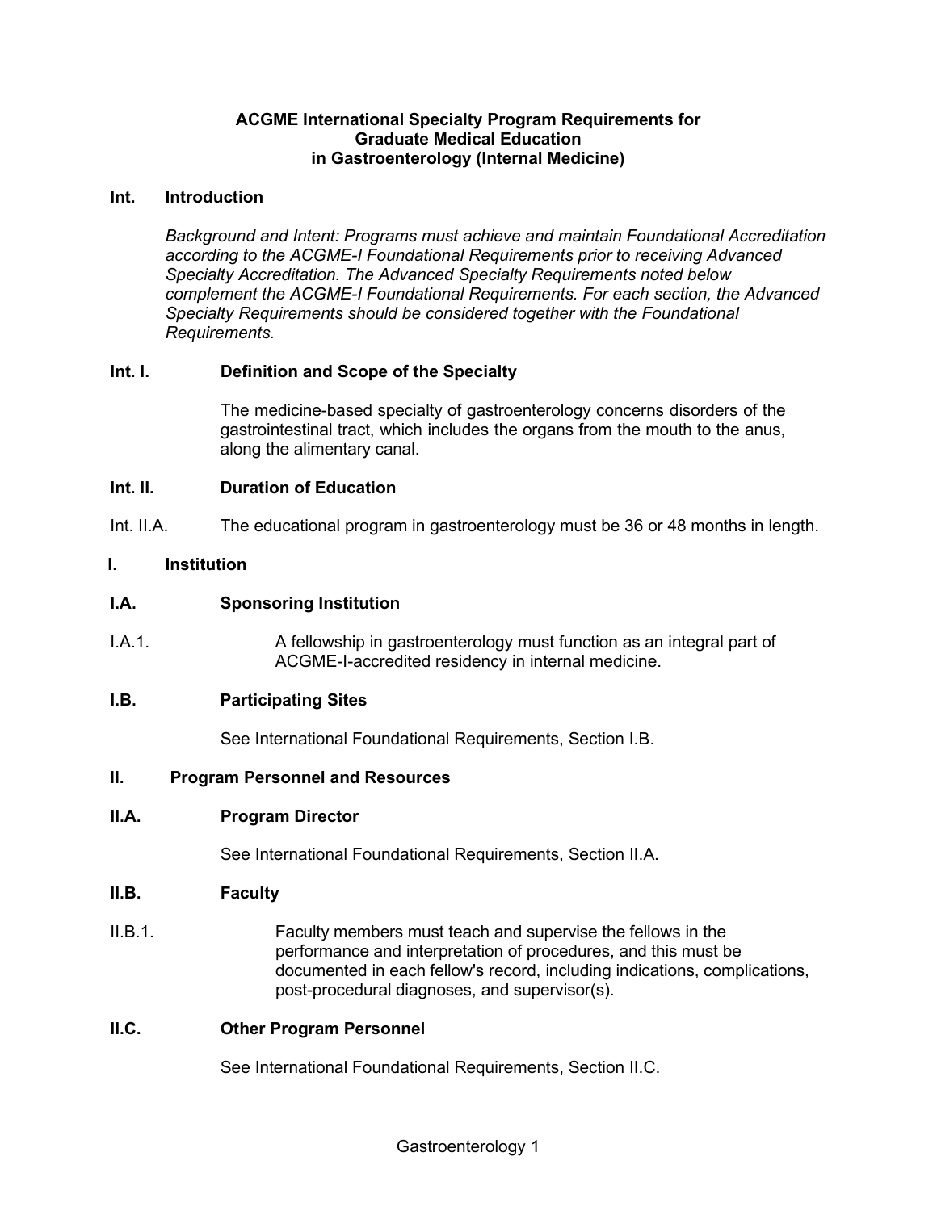# ACGME International Specialty Program Requirements for Graduate Medical Education in Gastroenterology (Internal Medicine)

## Int. Introduction

*Background and Intent: Programs must achieve and maintain Foundational Accreditation according to the ACGME-I Foundational Requirements prior to receiving Advanced Specialty Accreditation. The Advanced Specialty Requirements noted below complement the ACGME-I Foundational Requirements. For each section, the Advanced Specialty Requirements should be considered together with the Foundational Requirements.*

### Int. I. Definition and Scope of the Specialty

The medicine-based specialty of gastroenterology concerns disorders of the gastrointestinal tract, which includes the organs from the mouth to the anus, along the alimentary canal.

### Int. II. Duration of Education

Int. II.A. The educational program in gastroenterology must be 36 or 48 months in length.

## I. Institution

### I.A. Sponsoring Institution

I.A.1. A fellowship in gastroenterology must function as an integral part of ACGME-I-accredited residency in internal medicine.

### I.B. Participating Sites

See International Foundational Requirements, Section I.B.

## II. Program Personnel and Resources

### II.A. Program Director

See International Foundational Requirements, Section II.A.

### II.B. Faculty

II.B.1. Faculty members must teach and supervise the fellows in the performance and interpretation of procedures, and this must be documented in each fellow's record, including indications, complications, post-procedural diagnoses, and supervisor(s).

### II.C. Other Program Personnel

See International Foundational Requirements, Section II.C.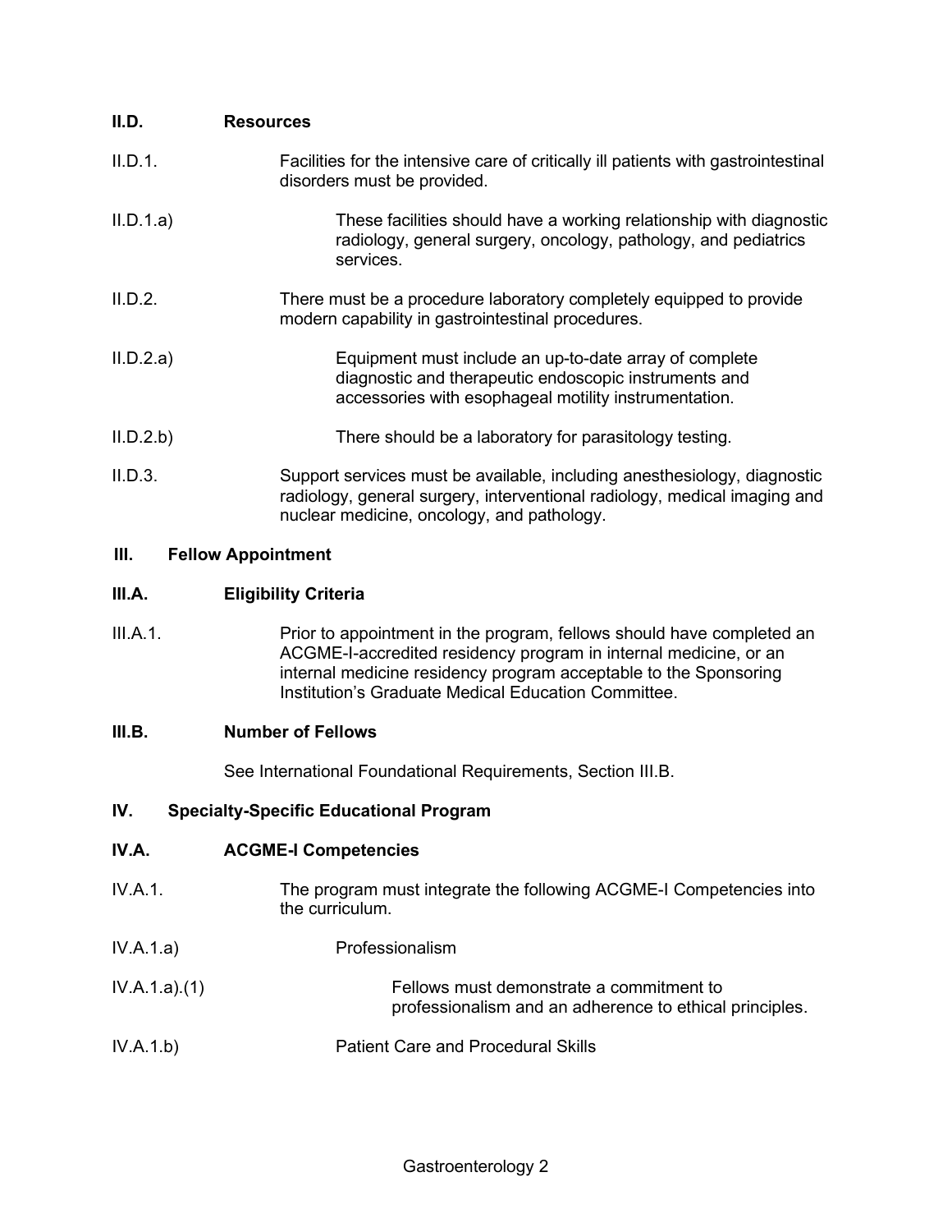**II.D. Resources**

II.D.1. Facilities for the intensive care of critically ill patients with gastrointestinal disorders must be provided.

II.D.1.a) These facilities should have a working relationship with diagnostic radiology, general surgery, oncology, pathology, and pediatrics services.

II.D.2. There must be a procedure laboratory completely equipped to provide modern capability in gastrointestinal procedures.

II.D.2.a) Equipment must include an up-to-date array of complete diagnostic and therapeutic endoscopic instruments and accessories with esophageal motility instrumentation.

II.D.2.b) There should be a laboratory for parasitology testing.

II.D.3. Support services must be available, including anesthesiology, diagnostic radiology, general surgery, interventional radiology, medical imaging and nuclear medicine, oncology, and pathology.

**III. Fellow Appointment**

**III.A. Eligibility Criteria**

III.A.1. Prior to appointment in the program, fellows should have completed an ACGME-I-accredited residency program in internal medicine, or an internal medicine residency program acceptable to the Sponsoring Institution's Graduate Medical Education Committee.

**III.B. Number of Fellows**

See International Foundational Requirements, Section III.B.

**IV. Specialty-Specific Educational Program**

**IV.A. ACGME-I Competencies**

IV.A.1. The program must integrate the following ACGME-I Competencies into the curriculum.

IV.A.1.a) Professionalism

IV.A.1.a).(1) Fellows must demonstrate a commitment to professionalism and an adherence to ethical principles.

IV.A.1.b) Patient Care and Procedural Skills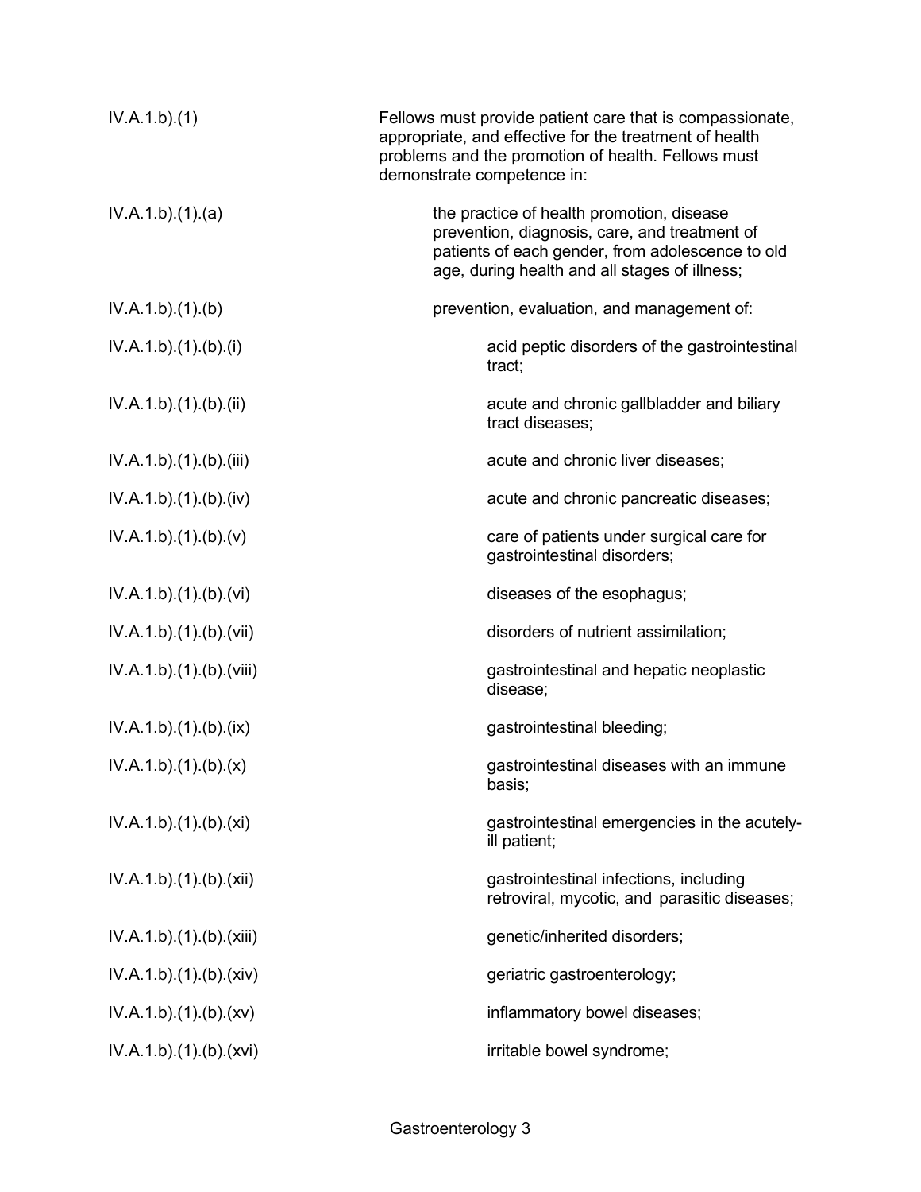| | |
|---|---|
| IV.A.1.b).(1) | Fellows must provide patient care that is compassionate, appropriate, and effective for the treatment of health problems and the promotion of health. Fellows must demonstrate competence in: |
| IV.A.1.b).(1).(a) | the practice of health promotion, disease prevention, diagnosis, care, and treatment of patients of each gender, from adolescence to old age, during health and all stages of illness; |
| IV.A.1.b).(1).(b) | prevention, evaluation, and management of: |
| IV.A.1.b).(1).(b).(i) | acid peptic disorders of the gastrointestinal tract; |
| IV.A.1.b).(1).(b).(ii) | acute and chronic gallbladder and biliary tract diseases; |
| IV.A.1.b).(1).(b).(iii) | acute and chronic liver diseases; |
| IV.A.1.b).(1).(b).(iv) | acute and chronic pancreatic diseases; |
| IV.A.1.b).(1).(b).(v) | care of patients under surgical care for gastrointestinal disorders; |
| IV.A.1.b).(1).(b).(vi) | diseases of the esophagus; |
| IV.A.1.b).(1).(b).(vii) | disorders of nutrient assimilation; |
| IV.A.1.b).(1).(b).(viii) | gastrointestinal and hepatic neoplastic disease; |
| IV.A.1.b).(1).(b).(ix) | gastrointestinal bleeding; |
| IV.A.1.b).(1).(b).(x) | gastrointestinal diseases with an immune basis; |
| IV.A.1.b).(1).(b).(xi) | gastrointestinal emergencies in the acutely-ill patient; |
| IV.A.1.b).(1).(b).(xii) | gastrointestinal infections, including retroviral, mycotic, and parasitic diseases; |
| IV.A.1.b).(1).(b).(xiii) | genetic/inherited disorders; |
| IV.A.1.b).(1).(b).(xiv) | geriatric gastroenterology; |
| IV.A.1.b).(1).(b).(xv) | inflammatory bowel diseases; |
| IV.A.1.b).(1).(b).(xvi) | irritable bowel syndrome; |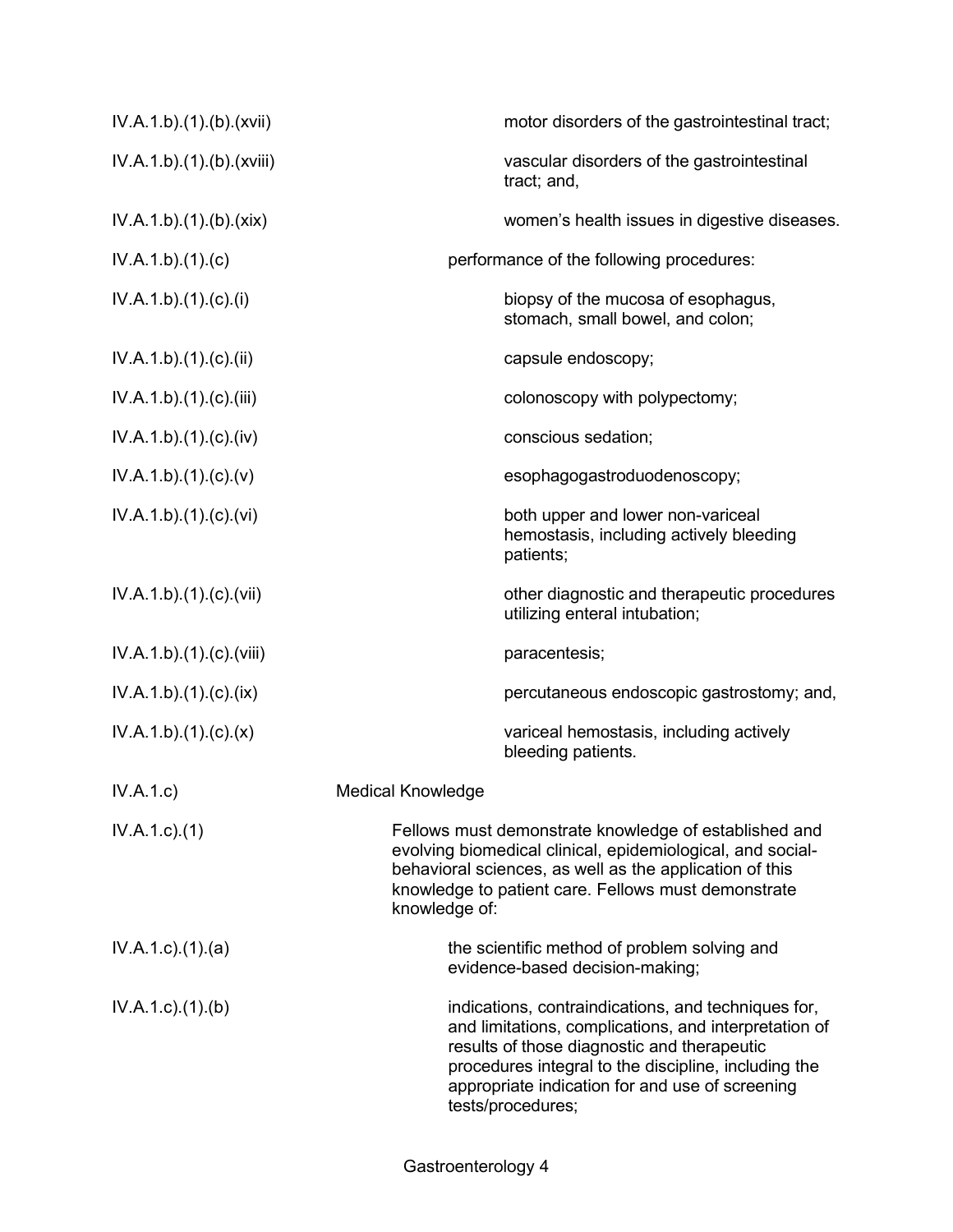IV.A.1.b).(1).(b).(xvii) motor disorders of the gastrointestinal tract;

IV.A.1.b).(1).(b).(xviii) vascular disorders of the gastrointestinal tract; and,

IV.A.1.b).(1).(b).(xix) women's health issues in digestive diseases.

IV.A.1.b).(1).(c) performance of the following procedures:

IV.A.1.b).(1).(c).(i) biopsy of the mucosa of esophagus, stomach, small bowel, and colon;

IV.A.1.b).(1).(c).(ii) capsule endoscopy;

IV.A.1.b).(1).(c).(iii) colonoscopy with polypectomy;

IV.A.1.b).(1).(c).(iv) conscious sedation;

IV.A.1.b).(1).(c).(v) esophagogastroduodenoscopy;

IV.A.1.b).(1).(c).(vi) both upper and lower non-variceal hemostasis, including actively bleeding patients;

IV.A.1.b).(1).(c).(vii) other diagnostic and therapeutic procedures utilizing enteral intubation;

IV.A.1.b).(1).(c).(viii) paracentesis;

IV.A.1.b).(1).(c).(ix) percutaneous endoscopic gastrostomy; and,

IV.A.1.b).(1).(c).(x) variceal hemostasis, including actively bleeding patients.

IV.A.1.c) Medical Knowledge

IV.A.1.c).(1) Fellows must demonstrate knowledge of established and evolving biomedical clinical, epidemiological, and social-behavioral sciences, as well as the application of this knowledge to patient care. Fellows must demonstrate knowledge of:

IV.A.1.c).(1).(a) the scientific method of problem solving and evidence-based decision-making;

IV.A.1.c).(1).(b) indications, contraindications, and techniques for, and limitations, complications, and interpretation of results of those diagnostic and therapeutic procedures integral to the discipline, including the appropriate indication for and use of screening tests/procedures;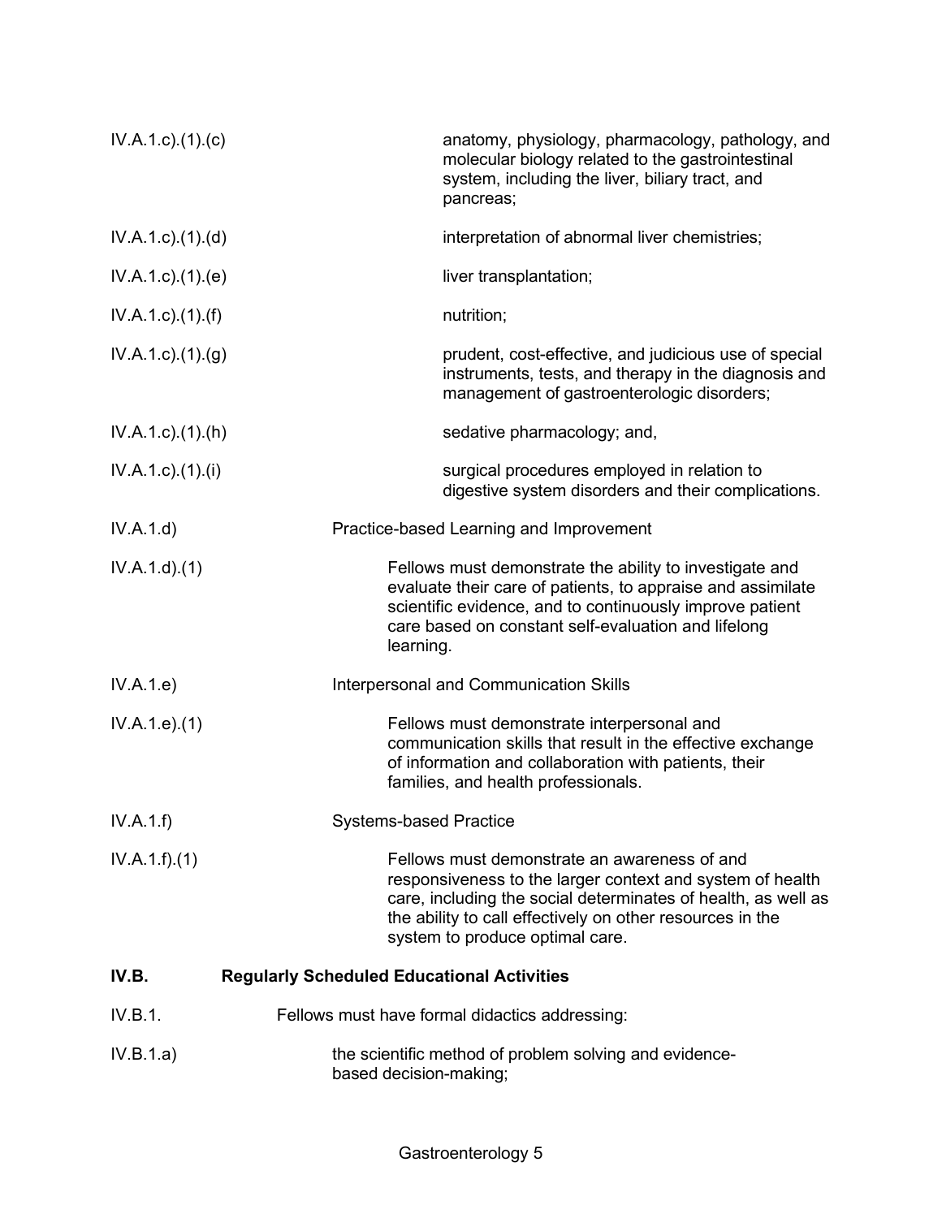IV.A.1.c).(1).(c) anatomy, physiology, pharmacology, pathology, and molecular biology related to the gastrointestinal system, including the liver, biliary tract, and pancreas;

IV.A.1.c).(1).(d) interpretation of abnormal liver chemistries;

IV.A.1.c).(1).(e) liver transplantation;

IV.A.1.c).(1).(f) nutrition;

IV.A.1.c).(1).(g) prudent, cost-effective, and judicious use of special instruments, tests, and therapy in the diagnosis and management of gastroenterologic disorders;

IV.A.1.c).(1).(h) sedative pharmacology; and,

IV.A.1.c).(1).(i) surgical procedures employed in relation to digestive system disorders and their complications.

IV.A.1.d) Practice-based Learning and Improvement

IV.A.1.d).(1) Fellows must demonstrate the ability to investigate and evaluate their care of patients, to appraise and assimilate scientific evidence, and to continuously improve patient care based on constant self-evaluation and lifelong learning.

IV.A.1.e) Interpersonal and Communication Skills

IV.A.1.e).(1) Fellows must demonstrate interpersonal and communication skills that result in the effective exchange of information and collaboration with patients, their families, and health professionals.

IV.A.1.f) Systems-based Practice

IV.A.1.f).(1) Fellows must demonstrate an awareness of and responsiveness to the larger context and system of health care, including the social determinates of health, as well as the ability to call effectively on other resources in the system to produce optimal care.

**IV.B. Regularly Scheduled Educational Activities**

IV.B.1. Fellows must have formal didactics addressing:

IV.B.1.a) the scientific method of problem solving and evidence-based decision-making;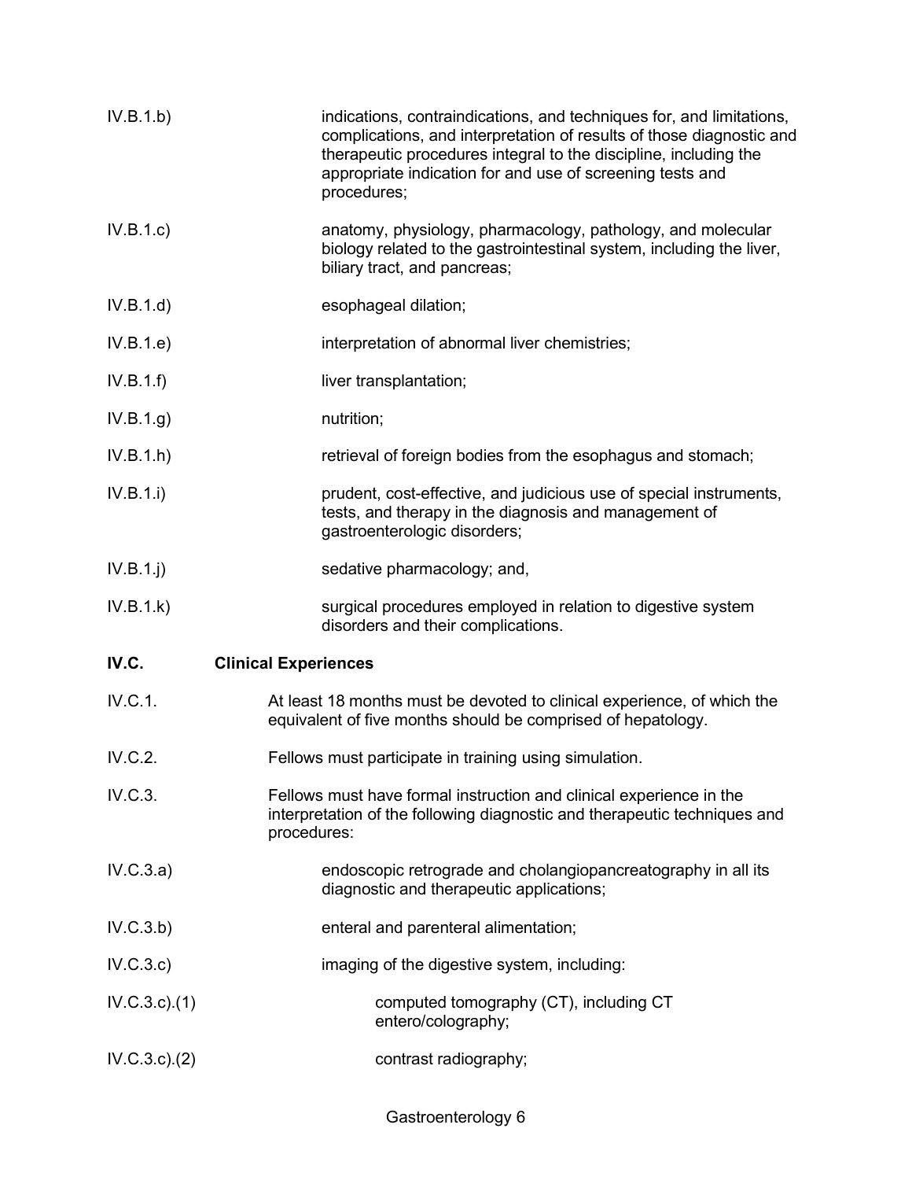IV.B.1.b) indications, contraindications, and techniques for, and limitations, complications, and interpretation of results of those diagnostic and therapeutic procedures integral to the discipline, including the appropriate indication for and use of screening tests and procedures;

IV.B.1.c) anatomy, physiology, pharmacology, pathology, and molecular biology related to the gastrointestinal system, including the liver, biliary tract, and pancreas;

IV.B.1.d) esophageal dilation;

IV.B.1.e) interpretation of abnormal liver chemistries;

IV.B.1.f) liver transplantation;

IV.B.1.g) nutrition;

IV.B.1.h) retrieval of foreign bodies from the esophagus and stomach;

IV.B.1.i) prudent, cost-effective, and judicious use of special instruments, tests, and therapy in the diagnosis and management of gastroenterologic disorders;

IV.B.1.j) sedative pharmacology; and,

IV.B.1.k) surgical procedures employed in relation to digestive system disorders and their complications.

**IV.C. Clinical Experiences**

IV.C.1. At least 18 months must be devoted to clinical experience, of which the equivalent of five months should be comprised of hepatology.

IV.C.2. Fellows must participate in training using simulation.

IV.C.3. Fellows must have formal instruction and clinical experience in the interpretation of the following diagnostic and therapeutic techniques and procedures:

IV.C.3.a) endoscopic retrograde and cholangiopancreatography in all its diagnostic and therapeutic applications;

IV.C.3.b) enteral and parenteral alimentation;

IV.C.3.c) imaging of the digestive system, including:

IV.C.3.c).(1) computed tomography (CT), including CT entero/colography;

IV.C.3.c).(2) contrast radiography;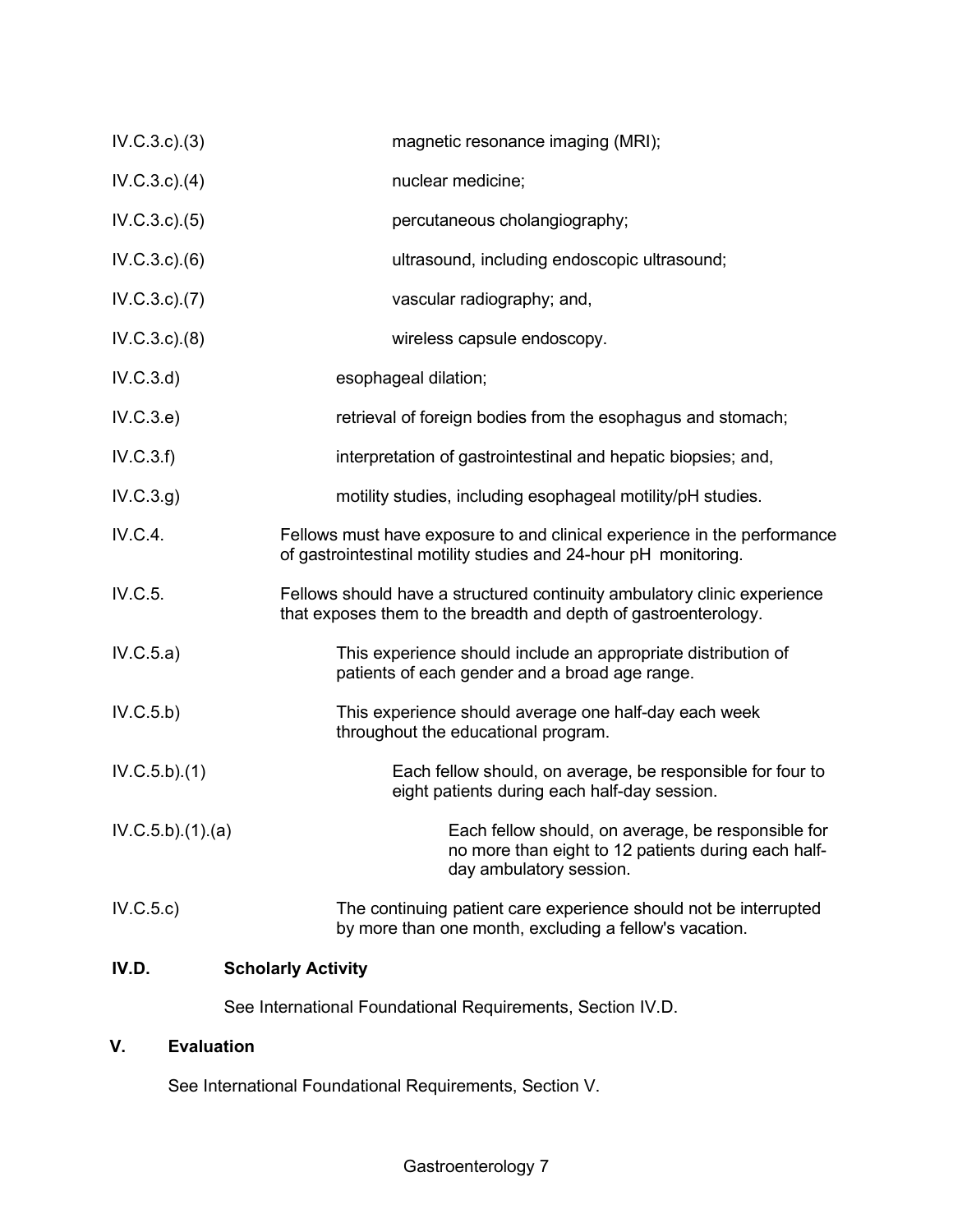IV.C.3.c).(3) magnetic resonance imaging (MRI);

IV.C.3.c).(4) nuclear medicine;

IV.C.3.c).(5) percutaneous cholangiography;

IV.C.3.c).(6) ultrasound, including endoscopic ultrasound;

IV.C.3.c).(7) vascular radiography; and,

IV.C.3.c).(8) wireless capsule endoscopy.

IV.C.3.d) esophageal dilation;

IV.C.3.e) retrieval of foreign bodies from the esophagus and stomach;

IV.C.3.f) interpretation of gastrointestinal and hepatic biopsies; and,

IV.C.3.g) motility studies, including esophageal motility/pH studies.

IV.C.4. Fellows must have exposure to and clinical experience in the performance of gastrointestinal motility studies and 24-hour pH monitoring.

IV.C.5. Fellows should have a structured continuity ambulatory clinic experience that exposes them to the breadth and depth of gastroenterology.

IV.C.5.a) This experience should include an appropriate distribution of patients of each gender and a broad age range.

IV.C.5.b) This experience should average one half-day each week throughout the educational program.

IV.C.5.b).(1) Each fellow should, on average, be responsible for four to eight patients during each half-day session.

IV.C.5.b).(1).(a) Each fellow should, on average, be responsible for no more than eight to 12 patients during each half-day ambulatory session.

IV.C.5.c) The continuing patient care experience should not be interrupted by more than one month, excluding a fellow's vacation.

## IV.D. Scholarly Activity

See International Foundational Requirements, Section IV.D.

## V. Evaluation

See International Foundational Requirements, Section V.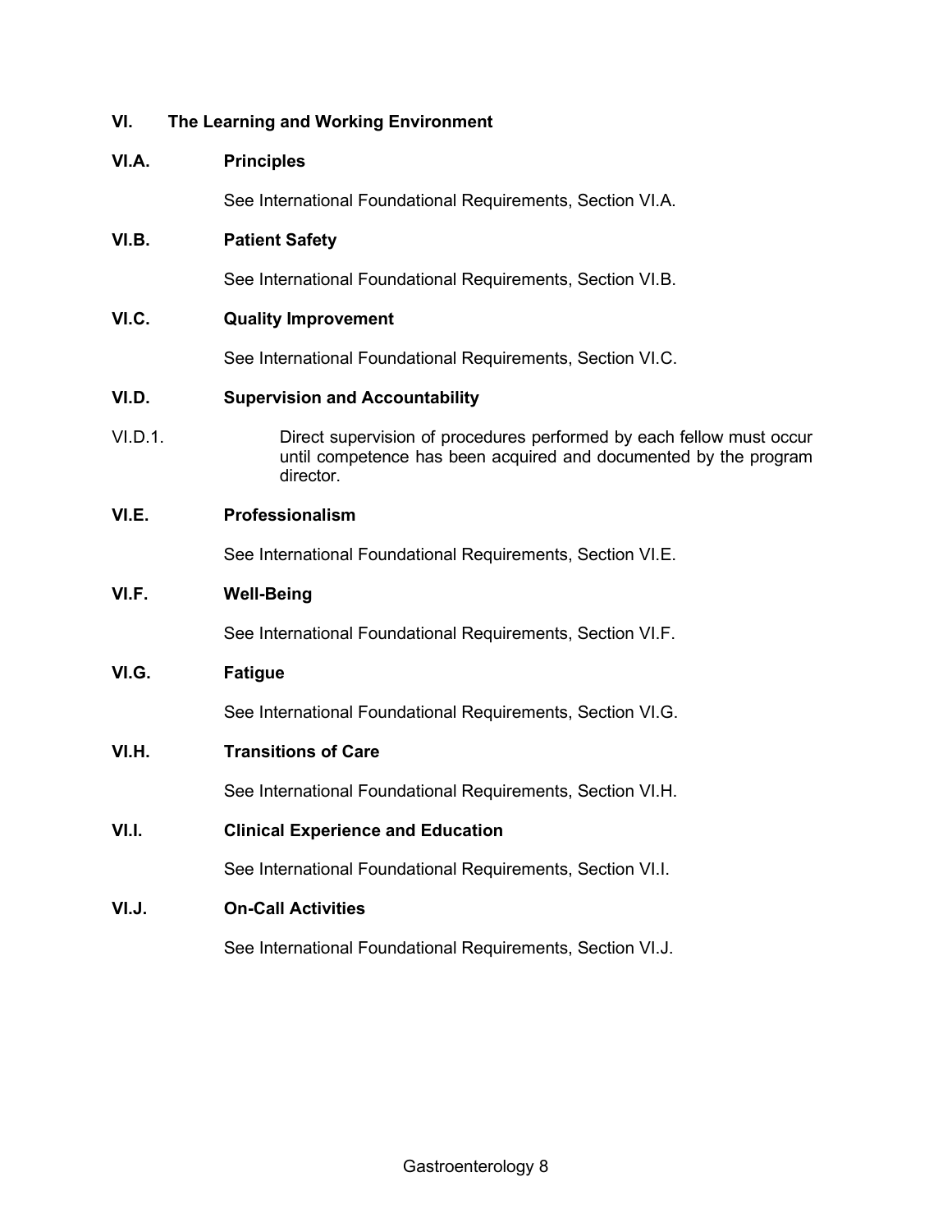## VI. The Learning and Working Environment

### VI.A. Principles

See International Foundational Requirements, Section VI.A.

### VI.B. Patient Safety

See International Foundational Requirements, Section VI.B.

### VI.C. Quality Improvement

See International Foundational Requirements, Section VI.C.

### VI.D. Supervision and Accountability

VI.D.1. Direct supervision of procedures performed by each fellow must occur until competence has been acquired and documented by the program director.

### VI.E. Professionalism

See International Foundational Requirements, Section VI.E.

### VI.F. Well-Being

See International Foundational Requirements, Section VI.F.

### VI.G. Fatigue

See International Foundational Requirements, Section VI.G.

### VI.H. Transitions of Care

See International Foundational Requirements, Section VI.H.

### VI.I. Clinical Experience and Education

See International Foundational Requirements, Section VI.I.

### VI.J. On-Call Activities

See International Foundational Requirements, Section VI.J.